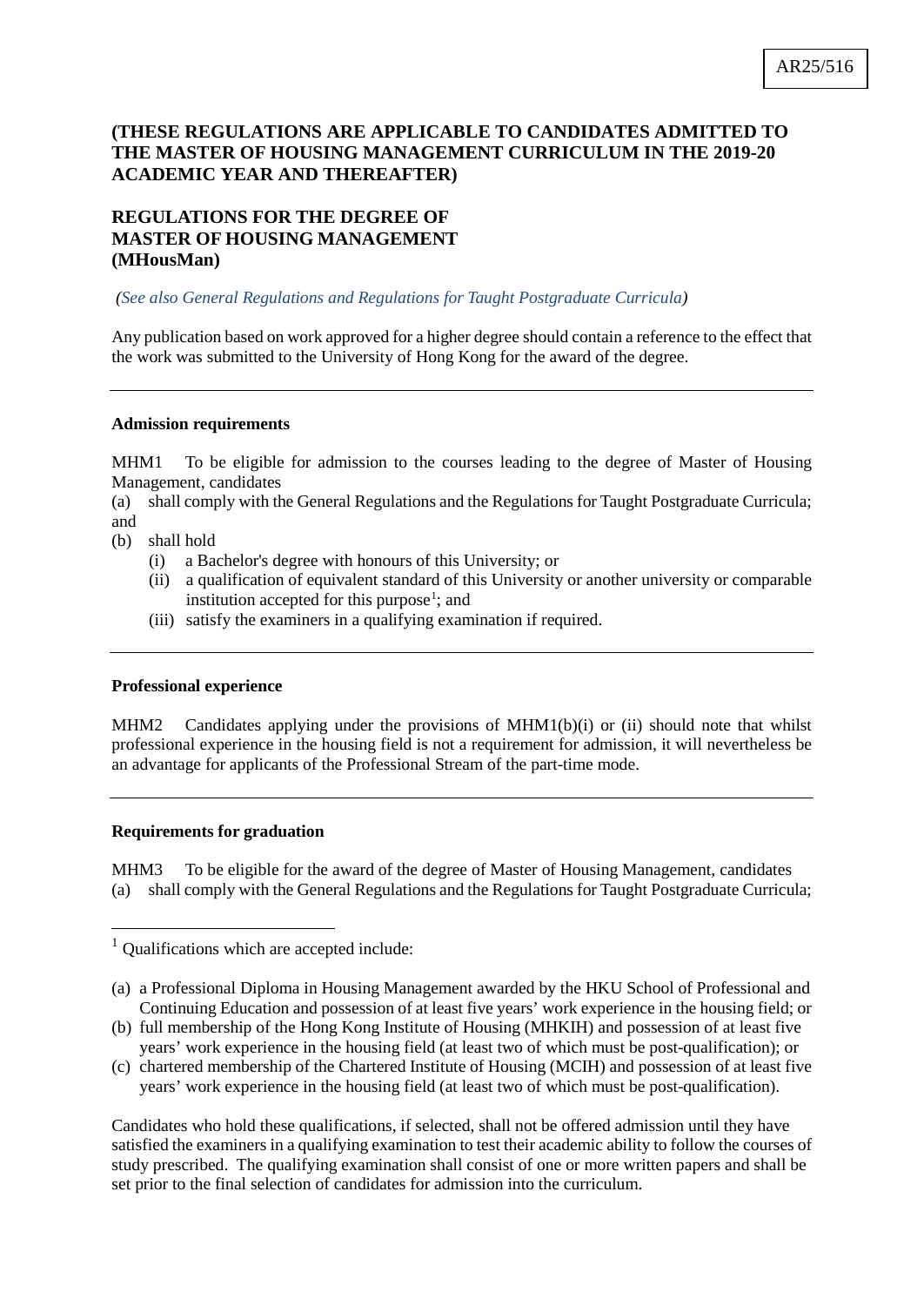AR25/516

**(THESE REGULATIONS ARE APPLICABLE TO CANDIDATES ADMITTED TO THE MASTER OF HOUSING MANAGEMENT CURRICULUM IN THE 2019-20 ACADEMIC YEAR AND THEREAFTER)**

# REGULATIONS FOR THE DEGREE OF MASTER OF HOUSING MANAGEMENT (MHousMan)

*(See also General Regulations and Regulations for Taught Postgraduate Curricula)*

Any publication based on work approved for a higher degree should contain a reference to the effect that the work was submitted to the University of Hong Kong for the award of the degree.

---

**Admission requirements**

MHM1 To be eligible for admission to the courses leading to the degree of Master of Housing Management, candidates

(a) shall comply with the General Regulations and the Regulations for Taught Postgraduate Curricula; and

(b) shall hold

  (i) a Bachelor's degree with honours of this University; or

  (ii) a qualification of equivalent standard of this University or another university or comparable institution accepted for this purpose[1]; and

  (iii) satisfy the examiners in a qualifying examination if required.

---

**Professional experience**

MHM2 Candidates applying under the provisions of MHM1(b)(i) or (ii) should note that whilst professional experience in the housing field is not a requirement for admission, it will nevertheless be an advantage for applicants of the Professional Stream of the part-time mode.

---

**Requirements for graduation**

MHM3 To be eligible for the award of the degree of Master of Housing Management, candidates

(a) shall comply with the General Regulations and the Regulations for Taught Postgraduate Curricula;

---

[1] Qualifications which are accepted include:

(a) a Professional Diploma in Housing Management awarded by the HKU School of Professional and Continuing Education and possession of at least five years' work experience in the housing field; or

(b) full membership of the Hong Kong Institute of Housing (MHKIH) and possession of at least five years' work experience in the housing field (at least two of which must be post-qualification); or

(c) chartered membership of the Chartered Institute of Housing (MCIH) and possession of at least five years' work experience in the housing field (at least two of which must be post-qualification).

Candidates who hold these qualifications, if selected, shall not be offered admission until they have satisfied the examiners in a qualifying examination to test their academic ability to follow the courses of study prescribed. The qualifying examination shall consist of one or more written papers and shall be set prior to the final selection of candidates for admission into the curriculum.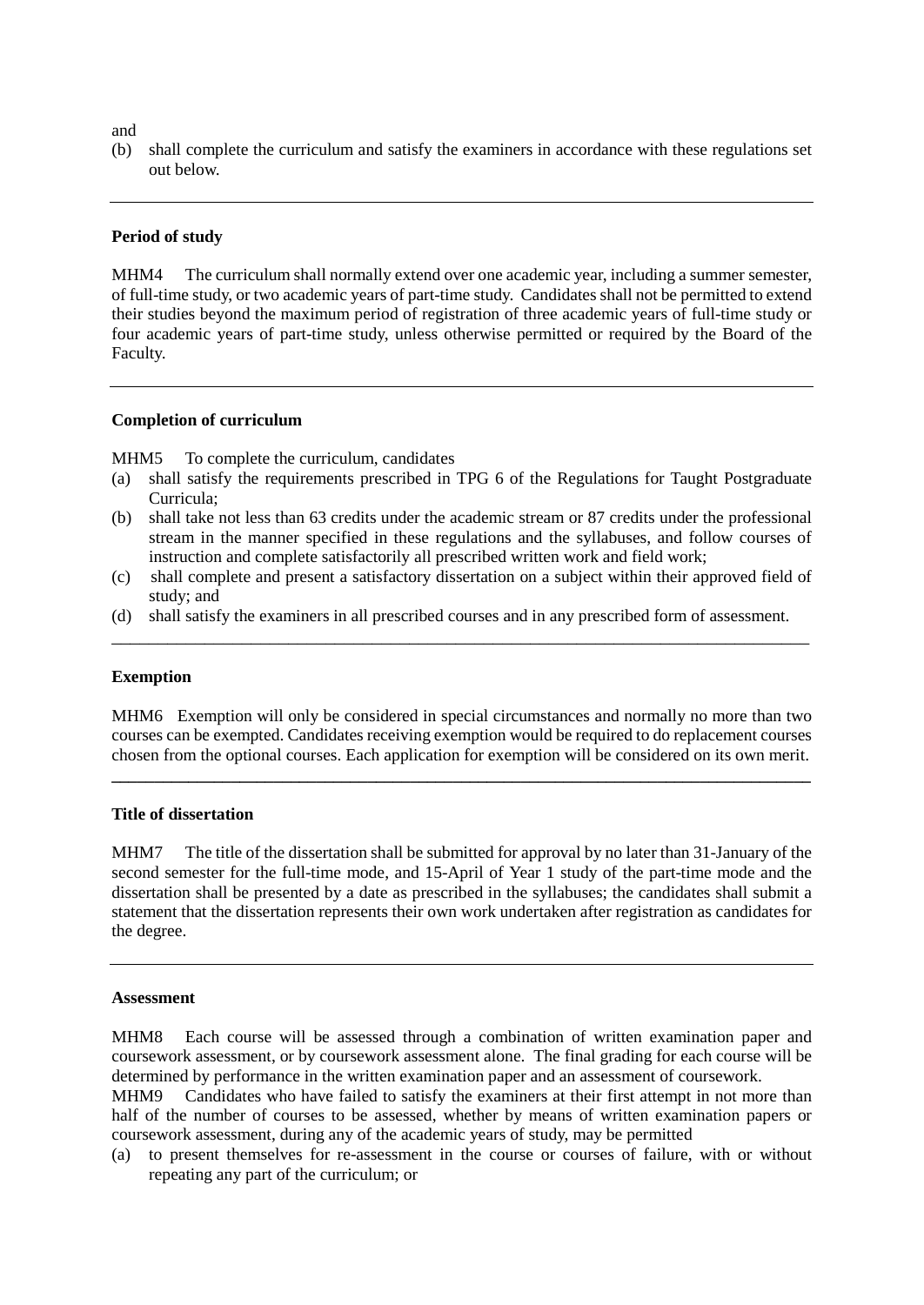and

(b) shall complete the curriculum and satisfy the examiners in accordance with these regulations set out below.

---

**Period of study**

MHM4 The curriculum shall normally extend over one academic year, including a summer semester, of full-time study, or two academic years of part-time study. Candidates shall not be permitted to extend their studies beyond the maximum period of registration of three academic years of full-time study or four academic years of part-time study, unless otherwise permitted or required by the Board of the Faculty.

---

**Completion of curriculum**

MHM5 To complete the curriculum, candidates

(a) shall satisfy the requirements prescribed in TPG 6 of the Regulations for Taught Postgraduate Curricula;

(b) shall take not less than 63 credits under the academic stream or 87 credits under the professional stream in the manner specified in these regulations and the syllabuses, and follow courses of instruction and complete satisfactorily all prescribed written work and field work;

(c) shall complete and present a satisfactory dissertation on a subject within their approved field of study; and

(d) shall satisfy the examiners in all prescribed courses and in any prescribed form of assessment.

---

**Exemption**

MHM6 Exemption will only be considered in special circumstances and normally no more than two courses can be exempted. Candidates receiving exemption would be required to do replacement courses chosen from the optional courses. Each application for exemption will be considered on its own merit.

---

**Title of dissertation**

MHM7 The title of the dissertation shall be submitted for approval by no later than 31-January of the second semester for the full-time mode, and 15-April of Year 1 study of the part-time mode and the dissertation shall be presented by a date as prescribed in the syllabuses; the candidates shall submit a statement that the dissertation represents their own work undertaken after registration as candidates for the degree.

---

**Assessment**

MHM8 Each course will be assessed through a combination of written examination paper and coursework assessment, or by coursework assessment alone. The final grading for each course will be determined by performance in the written examination paper and an assessment of coursework.

MHM9 Candidates who have failed to satisfy the examiners at their first attempt in not more than half of the number of courses to be assessed, whether by means of written examination papers or coursework assessment, during any of the academic years of study, may be permitted

(a) to present themselves for re-assessment in the course or courses of failure, with or without repeating any part of the curriculum; or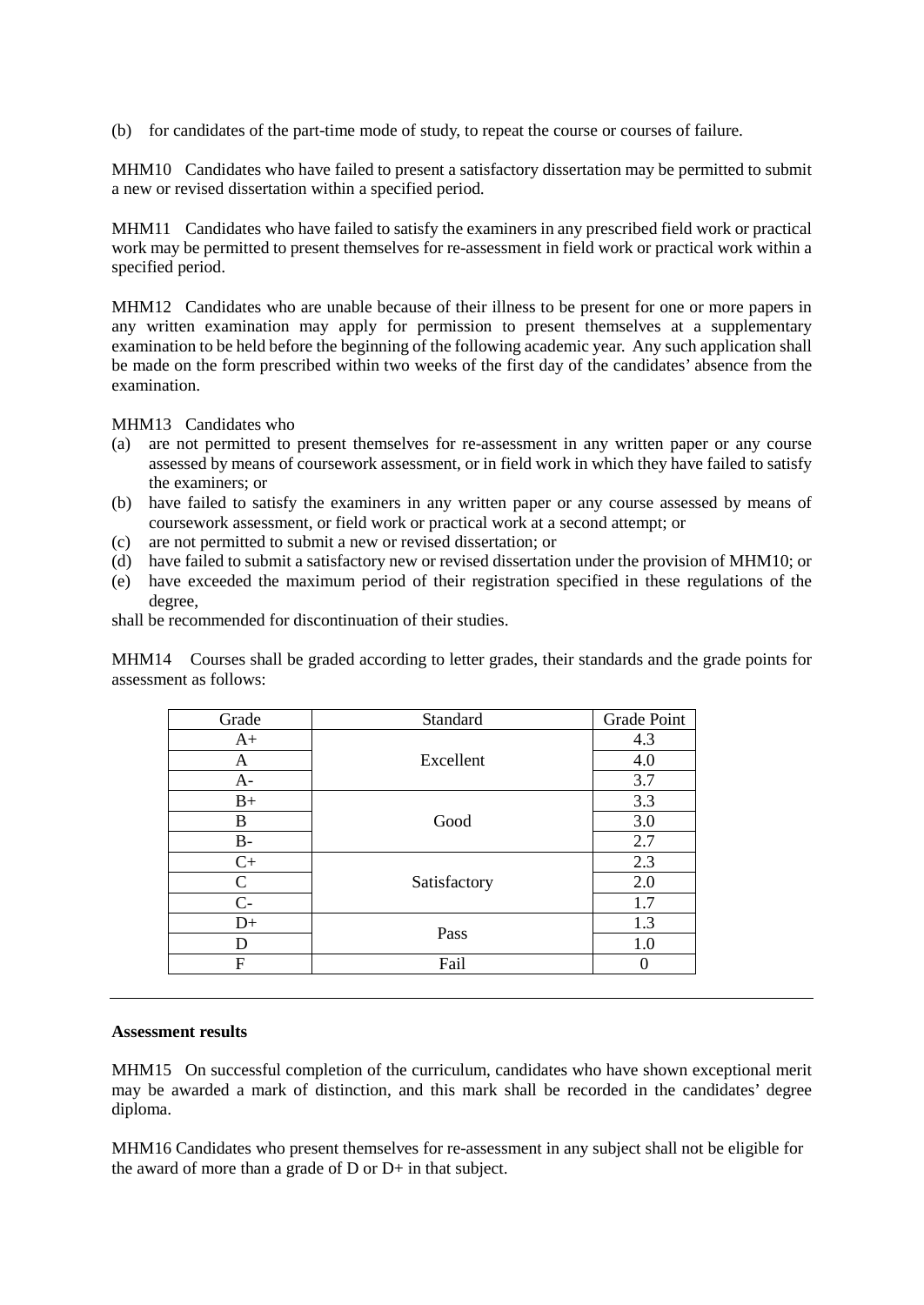(b) for candidates of the part-time mode of study, to repeat the course or courses of failure.

MHM10 Candidates who have failed to present a satisfactory dissertation may be permitted to submit a new or revised dissertation within a specified period.

MHM11 Candidates who have failed to satisfy the examiners in any prescribed field work or practical work may be permitted to present themselves for re-assessment in field work or practical work within a specified period.

MHM12 Candidates who are unable because of their illness to be present for one or more papers in any written examination may apply for permission to present themselves at a supplementary examination to be held before the beginning of the following academic year. Any such application shall be made on the form prescribed within two weeks of the first day of the candidates' absence from the examination.

MHM13 Candidates who

(a) are not permitted to present themselves for re-assessment in any written paper or any course assessed by means of coursework assessment, or in field work in which they have failed to satisfy the examiners; or
(b) have failed to satisfy the examiners in any written paper or any course assessed by means of coursework assessment, or field work or practical work at a second attempt; or
(c) are not permitted to submit a new or revised dissertation; or
(d) have failed to submit a satisfactory new or revised dissertation under the provision of MHM10; or
(e) have exceeded the maximum period of their registration specified in these regulations of the degree,

shall be recommended for discontinuation of their studies.

MHM14 Courses shall be graded according to letter grades, their standards and the grade points for assessment as follows:

| Grade | Standard | Grade Point |
|---|---|---|
| A+ | Excellent | 4.3 |
| A | | 4.0 |
| A- | | 3.7 |
| B+ | Good | 3.3 |
| B | | 3.0 |
| B- | | 2.7 |
| C+ | Satisfactory | 2.3 |
| C | | 2.0 |
| C- | | 1.7 |
| D+ | Pass | 1.3 |
| D | | 1.0 |
| F | Fail | 0 |

---

**Assessment results**

MHM15 On successful completion of the curriculum, candidates who have shown exceptional merit may be awarded a mark of distinction, and this mark shall be recorded in the candidates' degree diploma.

MHM16 Candidates who present themselves for re-assessment in any subject shall not be eligible for the award of more than a grade of D or D+ in that subject.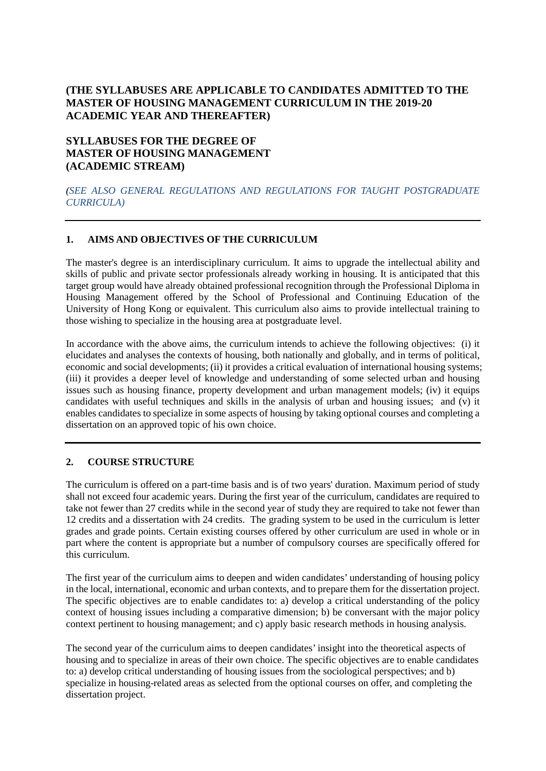**(THE SYLLABUSES ARE APPLICABLE TO CANDIDATES ADMITTED TO THE MASTER OF HOUSING MANAGEMENT CURRICULUM IN THE 2019-20 ACADEMIC YEAR AND THEREAFTER)**

# SYLLABUSES FOR THE DEGREE OF MASTER OF HOUSING MANAGEMENT (ACADEMIC STREAM)

*(SEE ALSO GENERAL REGULATIONS AND REGULATIONS FOR TAUGHT POSTGRADUATE CURRICULA)*

---

## 1. AIMS AND OBJECTIVES OF THE CURRICULUM

The master's degree is an interdisciplinary curriculum. It aims to upgrade the intellectual ability and skills of public and private sector professionals already working in housing. It is anticipated that this target group would have already obtained professional recognition through the Professional Diploma in Housing Management offered by the School of Professional and Continuing Education of the University of Hong Kong or equivalent. This curriculum also aims to provide intellectual training to those wishing to specialize in the housing area at postgraduate level.

In accordance with the above aims, the curriculum intends to achieve the following objectives: (i) it elucidates and analyses the contexts of housing, both nationally and globally, and in terms of political, economic and social developments; (ii) it provides a critical evaluation of international housing systems; (iii) it provides a deeper level of knowledge and understanding of some selected urban and housing issues such as housing finance, property development and urban management models; (iv) it equips candidates with useful techniques and skills in the analysis of urban and housing issues; and (v) it enables candidates to specialize in some aspects of housing by taking optional courses and completing a dissertation on an approved topic of his own choice.

---

## 2. COURSE STRUCTURE

The curriculum is offered on a part-time basis and is of two years' duration. Maximum period of study shall not exceed four academic years. During the first year of the curriculum, candidates are required to take not fewer than 27 credits while in the second year of study they are required to take not fewer than 12 credits and a dissertation with 24 credits. The grading system to be used in the curriculum is letter grades and grade points. Certain existing courses offered by other curriculum are used in whole or in part where the content is appropriate but a number of compulsory courses are specifically offered for this curriculum.

The first year of the curriculum aims to deepen and widen candidates' understanding of housing policy in the local, international, economic and urban contexts, and to prepare them for the dissertation project. The specific objectives are to enable candidates to: a) develop a critical understanding of the policy context of housing issues including a comparative dimension; b) be conversant with the major policy context pertinent to housing management; and c) apply basic research methods in housing analysis.

The second year of the curriculum aims to deepen candidates' insight into the theoretical aspects of housing and to specialize in areas of their own choice. The specific objectives are to enable candidates to: a) develop critical understanding of housing issues from the sociological perspectives; and b) specialize in housing-related areas as selected from the optional courses on offer, and completing the dissertation project.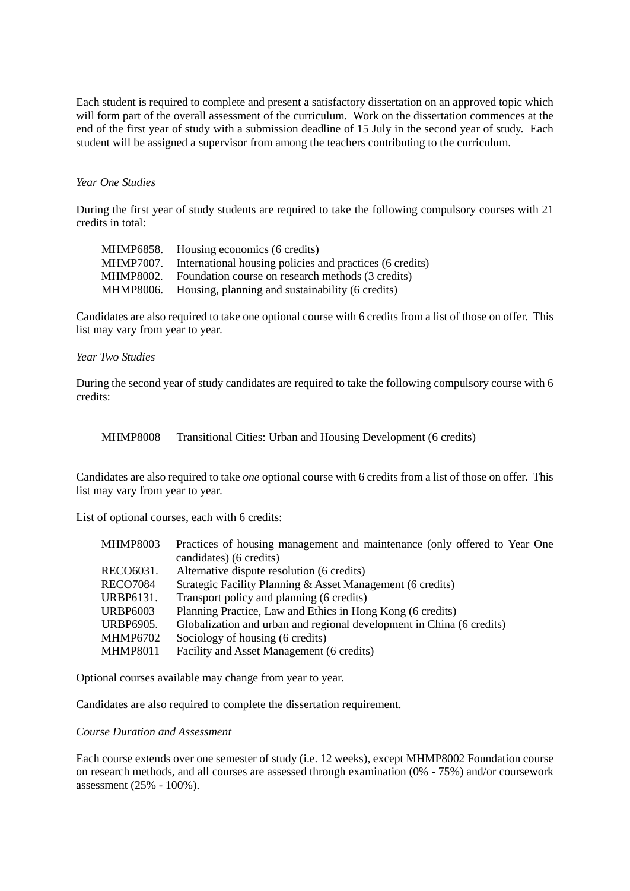Each student is required to complete and present a satisfactory dissertation on an approved topic which will form part of the overall assessment of the curriculum. Work on the dissertation commences at the end of the first year of study with a submission deadline of 15 July in the second year of study. Each student will be assigned a supervisor from among the teachers contributing to the curriculum.

*Year One Studies*

During the first year of study students are required to take the following compulsory courses with 21 credits in total:

| | |
|---|---|
| MHMP6858. | Housing economics (6 credits) |
| MHMP7007. | International housing policies and practices (6 credits) |
| MHMP8002. | Foundation course on research methods (3 credits) |
| MHMP8006. | Housing, planning and sustainability (6 credits) |

Candidates are also required to take one optional course with 6 credits from a list of those on offer. This list may vary from year to year.

*Year Two Studies*

During the second year of study candidates are required to take the following compulsory course with 6 credits:

| | |
|---|---|
| MHMP8008 | Transitional Cities: Urban and Housing Development (6 credits) |

Candidates are also required to take *one* optional course with 6 credits from a list of those on offer. This list may vary from year to year.

List of optional courses, each with 6 credits:

| | |
|---|---|
| MHMP8003 | Practices of housing management and maintenance (only offered to Year One candidates) (6 credits) |
| RECO6031. | Alternative dispute resolution (6 credits) |
| RECO7084 | Strategic Facility Planning & Asset Management (6 credits) |
| URBP6131. | Transport policy and planning (6 credits) |
| URBP6003 | Planning Practice, Law and Ethics in Hong Kong (6 credits) |
| URBP6905. | Globalization and urban and regional development in China (6 credits) |
| MHMP6702 | Sociology of housing (6 credits) |
| MHMP8011 | Facility and Asset Management (6 credits) |

Optional courses available may change from year to year.

Candidates are also required to complete the dissertation requirement.

<u>*Course Duration and Assessment*</u>

Each course extends over one semester of study (i.e. 12 weeks), except MHMP8002 Foundation course on research methods, and all courses are assessed through examination (0% - 75%) and/or coursework assessment (25% - 100%).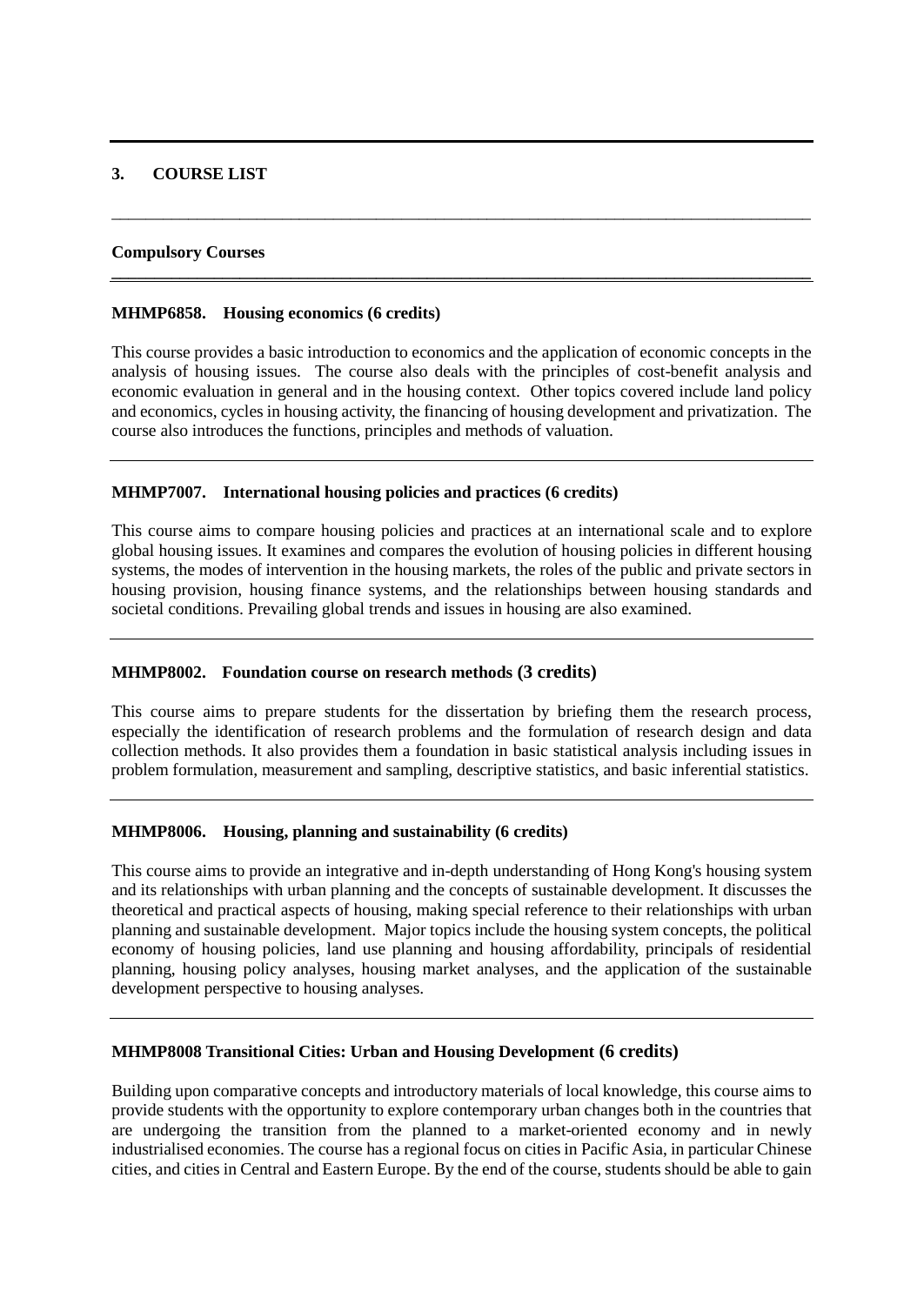## 3. COURSE LIST

### Compulsory Courses

**MHMP6858. Housing economics (6 credits)**

This course provides a basic introduction to economics and the application of economic concepts in the analysis of housing issues. The course also deals with the principles of cost-benefit analysis and economic evaluation in general and in the housing context. Other topics covered include land policy and economics, cycles in housing activity, the financing of housing development and privatization. The course also introduces the functions, principles and methods of valuation.

---

**MHMP7007. International housing policies and practices (6 credits)**

This course aims to compare housing policies and practices at an international scale and to explore global housing issues. It examines and compares the evolution of housing policies in different housing systems, the modes of intervention in the housing markets, the roles of the public and private sectors in housing provision, housing finance systems, and the relationships between housing standards and societal conditions. Prevailing global trends and issues in housing are also examined.

---

**MHMP8002. Foundation course on research methods (3 credits)**

This course aims to prepare students for the dissertation by briefing them the research process, especially the identification of research problems and the formulation of research design and data collection methods. It also provides them a foundation in basic statistical analysis including issues in problem formulation, measurement and sampling, descriptive statistics, and basic inferential statistics.

---

**MHMP8006. Housing, planning and sustainability (6 credits)**

This course aims to provide an integrative and in-depth understanding of Hong Kong's housing system and its relationships with urban planning and the concepts of sustainable development. It discusses the theoretical and practical aspects of housing, making special reference to their relationships with urban planning and sustainable development. Major topics include the housing system concepts, the political economy of housing policies, land use planning and housing affordability, principals of residential planning, housing policy analyses, housing market analyses, and the application of the sustainable development perspective to housing analyses.

---

**MHMP8008 Transitional Cities: Urban and Housing Development (6 credits)**

Building upon comparative concepts and introductory materials of local knowledge, this course aims to provide students with the opportunity to explore contemporary urban changes both in the countries that are undergoing the transition from the planned to a market-oriented economy and in newly industrialised economies. The course has a regional focus on cities in Pacific Asia, in particular Chinese cities, and cities in Central and Eastern Europe. By the end of the course, students should be able to gain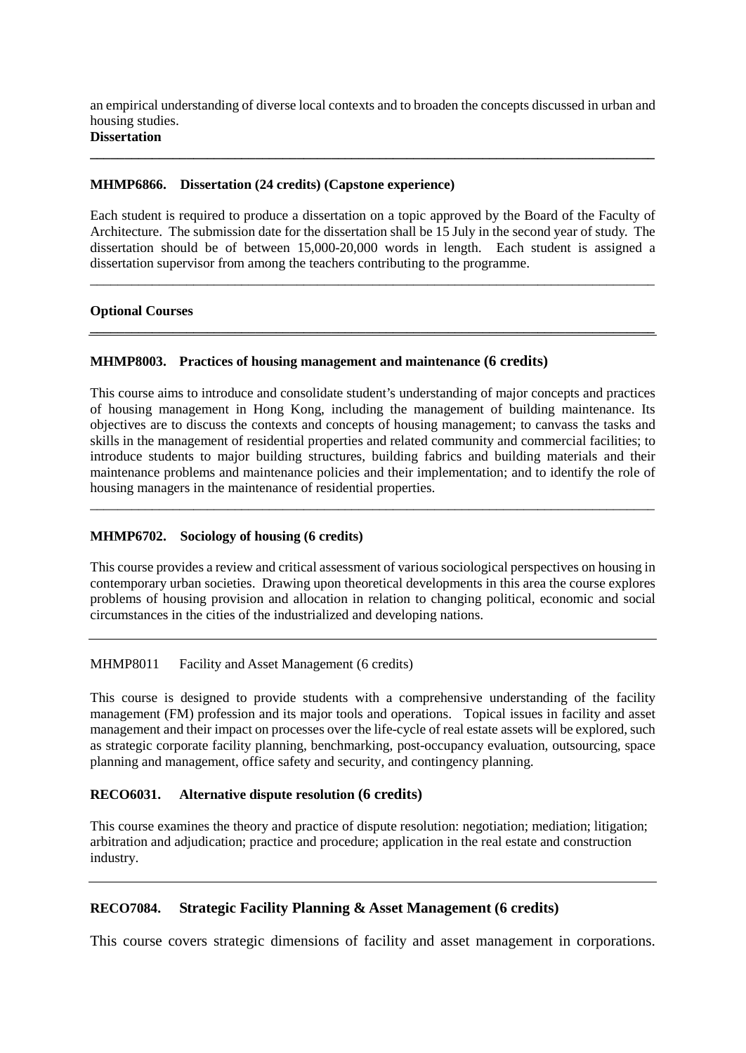an empirical understanding of diverse local contexts and to broaden the concepts discussed in urban and housing studies.

## Dissertation

---

### MHMP6866. Dissertation (24 credits) (Capstone experience)

Each student is required to produce a dissertation on a topic approved by the Board of the Faculty of Architecture. The submission date for the dissertation shall be 15 July in the second year of study. The dissertation should be of between 15,000-20,000 words in length. Each student is assigned a dissertation supervisor from among the teachers contributing to the programme.

---

## Optional Courses

---

### MHMP8003. Practices of housing management and maintenance (6 credits)

This course aims to introduce and consolidate student's understanding of major concepts and practices of housing management in Hong Kong, including the management of building maintenance. Its objectives are to discuss the contexts and concepts of housing management; to canvass the tasks and skills in the management of residential properties and related community and commercial facilities; to introduce students to major building structures, building fabrics and building materials and their maintenance problems and maintenance policies and their implementation; and to identify the role of housing managers in the maintenance of residential properties.

---

### MHMP6702. Sociology of housing (6 credits)

This course provides a review and critical assessment of various sociological perspectives on housing in contemporary urban societies. Drawing upon theoretical developments in this area the course explores problems of housing provision and allocation in relation to changing political, economic and social circumstances in the cities of the industrialized and developing nations.

---

MHMP8011 Facility and Asset Management (6 credits)

This course is designed to provide students with a comprehensive understanding of the facility management (FM) profession and its major tools and operations. Topical issues in facility and asset management and their impact on processes over the life-cycle of real estate assets will be explored, such as strategic corporate facility planning, benchmarking, post-occupancy evaluation, outsourcing, space planning and management, office safety and security, and contingency planning.

### RECO6031. Alternative dispute resolution (6 credits)

This course examines the theory and practice of dispute resolution: negotiation; mediation; litigation; arbitration and adjudication; practice and procedure; application in the real estate and construction industry.

---

### RECO7084. Strategic Facility Planning & Asset Management (6 credits)

This course covers strategic dimensions of facility and asset management in corporations.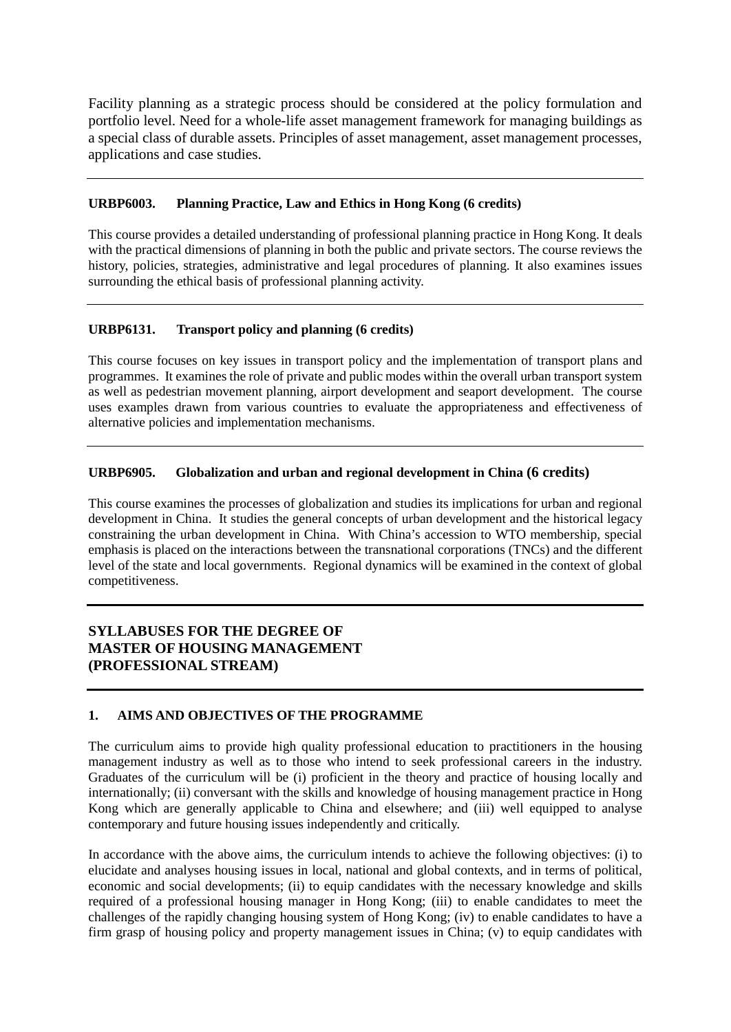Facility planning as a strategic process should be considered at the policy formulation and portfolio level. Need for a whole-life asset management framework for managing buildings as a special class of durable assets. Principles of asset management, asset management processes, applications and case studies.

---

**URBP6003. Planning Practice, Law and Ethics in Hong Kong (6 credits)**

This course provides a detailed understanding of professional planning practice in Hong Kong. It deals with the practical dimensions of planning in both the public and private sectors. The course reviews the history, policies, strategies, administrative and legal procedures of planning. It also examines issues surrounding the ethical basis of professional planning activity.

---

**URBP6131. Transport policy and planning (6 credits)**

This course focuses on key issues in transport policy and the implementation of transport plans and programmes. It examines the role of private and public modes within the overall urban transport system as well as pedestrian movement planning, airport development and seaport development. The course uses examples drawn from various countries to evaluate the appropriateness and effectiveness of alternative policies and implementation mechanisms.

---

**URBP6905. Globalization and urban and regional development in China (6 credits)**

This course examines the processes of globalization and studies its implications for urban and regional development in China. It studies the general concepts of urban development and the historical legacy constraining the urban development in China. With China's accession to WTO membership, special emphasis is placed on the interactions between the transnational corporations (TNCs) and the different level of the state and local governments. Regional dynamics will be examined in the context of global competitiveness.

---

## SYLLABUSES FOR THE DEGREE OF MASTER OF HOUSING MANAGEMENT (PROFESSIONAL STREAM)

---

### 1. AIMS AND OBJECTIVES OF THE PROGRAMME

The curriculum aims to provide high quality professional education to practitioners in the housing management industry as well as to those who intend to seek professional careers in the industry. Graduates of the curriculum will be (i) proficient in the theory and practice of housing locally and internationally; (ii) conversant with the skills and knowledge of housing management practice in Hong Kong which are generally applicable to China and elsewhere; and (iii) well equipped to analyse contemporary and future housing issues independently and critically.

In accordance with the above aims, the curriculum intends to achieve the following objectives: (i) to elucidate and analyses housing issues in local, national and global contexts, and in terms of political, economic and social developments; (ii) to equip candidates with the necessary knowledge and skills required of a professional housing manager in Hong Kong; (iii) to enable candidates to meet the challenges of the rapidly changing housing system of Hong Kong; (iv) to enable candidates to have a firm grasp of housing policy and property management issues in China; (v) to equip candidates with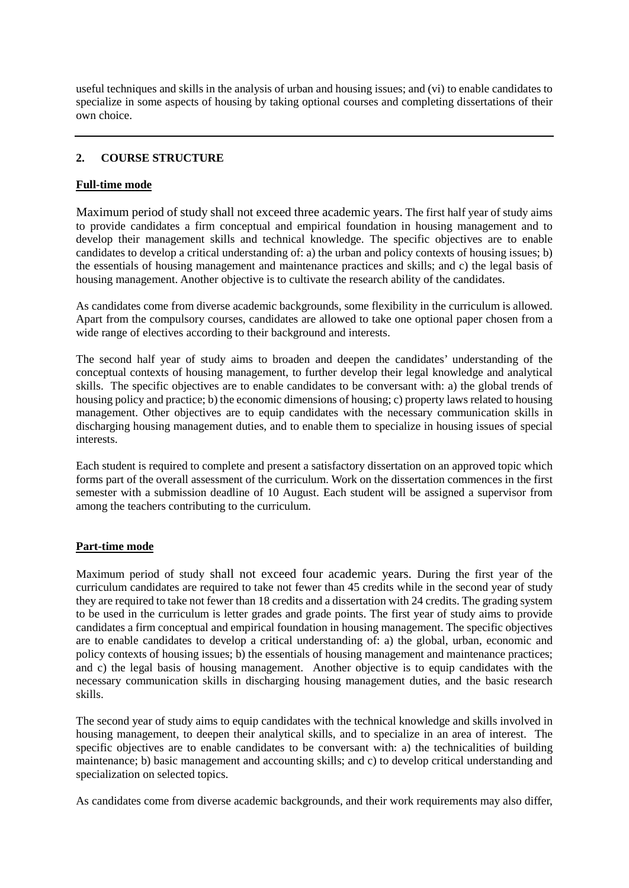useful techniques and skills in the analysis of urban and housing issues; and (vi) to enable candidates to specialize in some aspects of housing by taking optional courses and completing dissertations of their own choice.

---

## 2. COURSE STRUCTURE

**Full-time mode**

Maximum period of study shall not exceed three academic years. The first half year of study aims to provide candidates a firm conceptual and empirical foundation in housing management and to develop their management skills and technical knowledge. The specific objectives are to enable candidates to develop a critical understanding of: a) the urban and policy contexts of housing issues; b) the essentials of housing management and maintenance practices and skills; and c) the legal basis of housing management. Another objective is to cultivate the research ability of the candidates.

As candidates come from diverse academic backgrounds, some flexibility in the curriculum is allowed. Apart from the compulsory courses, candidates are allowed to take one optional paper chosen from a wide range of electives according to their background and interests.

The second half year of study aims to broaden and deepen the candidates' understanding of the conceptual contexts of housing management, to further develop their legal knowledge and analytical skills. The specific objectives are to enable candidates to be conversant with: a) the global trends of housing policy and practice; b) the economic dimensions of housing; c) property laws related to housing management. Other objectives are to equip candidates with the necessary communication skills in discharging housing management duties, and to enable them to specialize in housing issues of special interests.

Each student is required to complete and present a satisfactory dissertation on an approved topic which forms part of the overall assessment of the curriculum. Work on the dissertation commences in the first semester with a submission deadline of 10 August. Each student will be assigned a supervisor from among the teachers contributing to the curriculum.

**Part-time mode**

Maximum period of study shall not exceed four academic years. During the first year of the curriculum candidates are required to take not fewer than 45 credits while in the second year of study they are required to take not fewer than 18 credits and a dissertation with 24 credits. The grading system to be used in the curriculum is letter grades and grade points. The first year of study aims to provide candidates a firm conceptual and empirical foundation in housing management. The specific objectives are to enable candidates to develop a critical understanding of: a) the global, urban, economic and policy contexts of housing issues; b) the essentials of housing management and maintenance practices; and c) the legal basis of housing management. Another objective is to equip candidates with the necessary communication skills in discharging housing management duties, and the basic research skills.

The second year of study aims to equip candidates with the technical knowledge and skills involved in housing management, to deepen their analytical skills, and to specialize in an area of interest. The specific objectives are to enable candidates to be conversant with: a) the technicalities of building maintenance; b) basic management and accounting skills; and c) to develop critical understanding and specialization on selected topics.

As candidates come from diverse academic backgrounds, and their work requirements may also differ,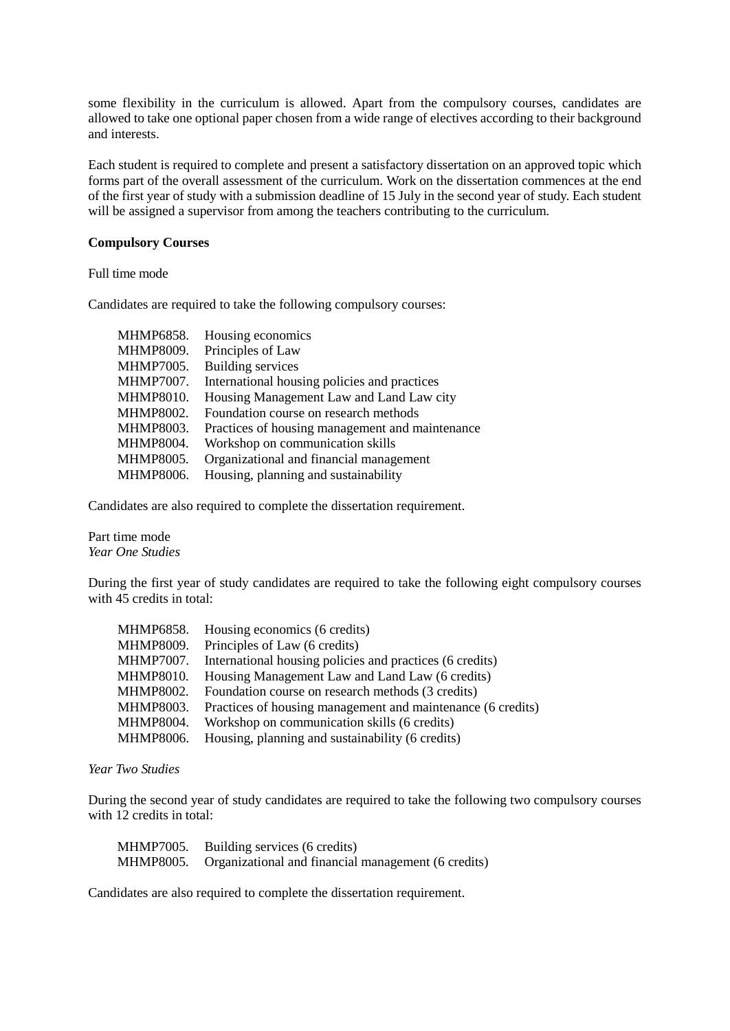some flexibility in the curriculum is allowed. Apart from the compulsory courses, candidates are allowed to take one optional paper chosen from a wide range of electives according to their background and interests.

Each student is required to complete and present a satisfactory dissertation on an approved topic which forms part of the overall assessment of the curriculum. Work on the dissertation commences at the end of the first year of study with a submission deadline of 15 July in the second year of study. Each student will be assigned a supervisor from among the teachers contributing to the curriculum.

**Compulsory Courses**

Full time mode

Candidates are required to take the following compulsory courses:

MHMP6858. Housing economics
MHMP8009. Principles of Law
MHMP7005. Building services
MHMP7007. International housing policies and practices
MHMP8010. Housing Management Law and Land Law city
MHMP8002. Foundation course on research methods
MHMP8003. Practices of housing management and maintenance
MHMP8004. Workshop on communication skills
MHMP8005. Organizational and financial management
MHMP8006. Housing, planning and sustainability

Candidates are also required to complete the dissertation requirement.

Part time mode
*Year One Studies*

During the first year of study candidates are required to take the following eight compulsory courses with 45 credits in total:

MHMP6858. Housing economics (6 credits)
MHMP8009. Principles of Law (6 credits)
MHMP7007. International housing policies and practices (6 credits)
MHMP8010. Housing Management Law and Land Law (6 credits)
MHMP8002. Foundation course on research methods (3 credits)
MHMP8003. Practices of housing management and maintenance (6 credits)
MHMP8004. Workshop on communication skills (6 credits)
MHMP8006. Housing, planning and sustainability (6 credits)

*Year Two Studies*

During the second year of study candidates are required to take the following two compulsory courses with 12 credits in total:

MHMP7005. Building services (6 credits)
MHMP8005. Organizational and financial management (6 credits)

Candidates are also required to complete the dissertation requirement.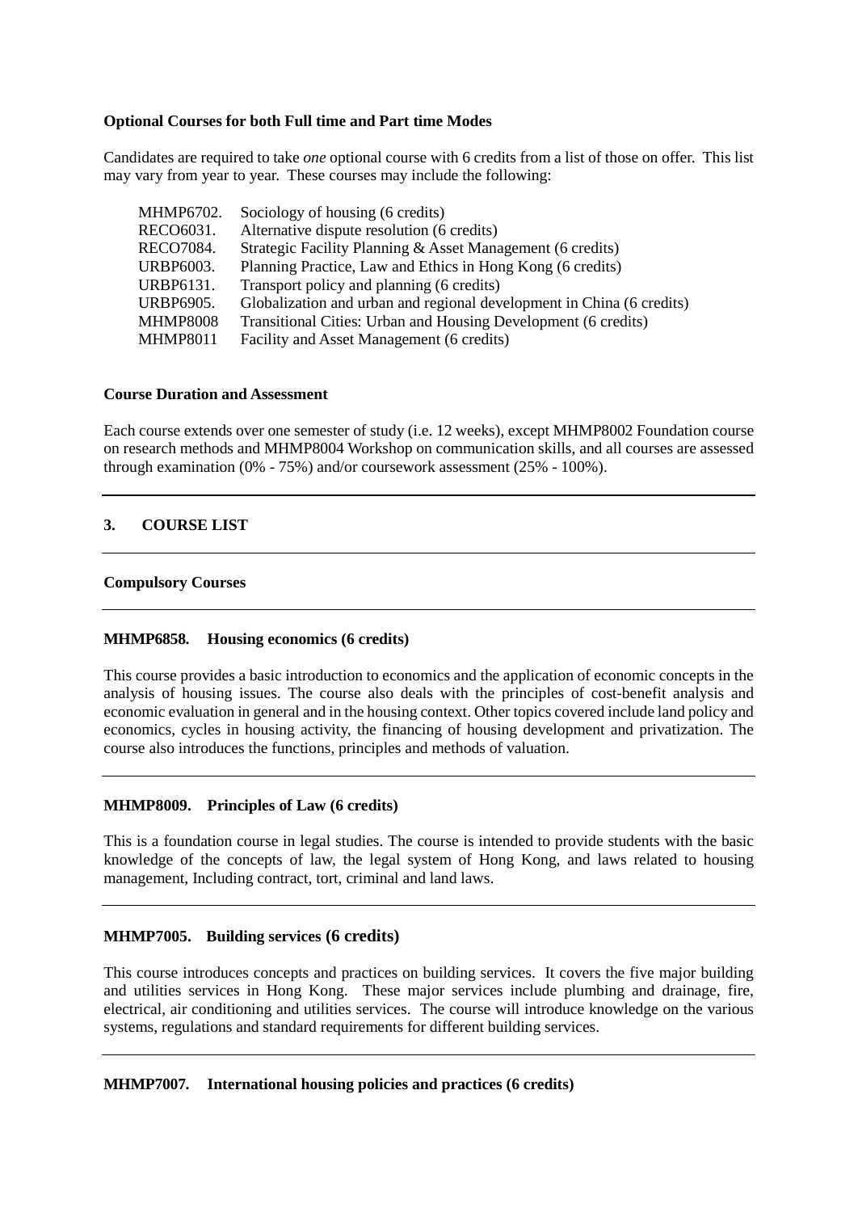**Optional Courses for both Full time and Part time Modes**

Candidates are required to take *one* optional course with 6 credits from a list of those on offer. This list may vary from year to year. These courses may include the following:

| | |
|---|---|
| MHMP6702. | Sociology of housing (6 credits) |
| RECO6031. | Alternative dispute resolution (6 credits) |
| RECO7084. | Strategic Facility Planning & Asset Management (6 credits) |
| URBP6003. | Planning Practice, Law and Ethics in Hong Kong (6 credits) |
| URBP6131. | Transport policy and planning (6 credits) |
| URBP6905. | Globalization and urban and regional development in China (6 credits) |
| MHMP8008 | Transitional Cities: Urban and Housing Development (6 credits) |
| MHMP8011 | Facility and Asset Management (6 credits) |

**Course Duration and Assessment**

Each course extends over one semester of study (i.e. 12 weeks), except MHMP8002 Foundation course on research methods and MHMP8004 Workshop on communication skills, and all courses are assessed through examination (0% - 75%) and/or coursework assessment (25% - 100%).

---

## 3. COURSE LIST

---

### Compulsory Courses

---

**MHMP6858. Housing economics (6 credits)**

This course provides a basic introduction to economics and the application of economic concepts in the analysis of housing issues. The course also deals with the principles of cost-benefit analysis and economic evaluation in general and in the housing context. Other topics covered include land policy and economics, cycles in housing activity, the financing of housing development and privatization. The course also introduces the functions, principles and methods of valuation.

---

**MHMP8009. Principles of Law (6 credits)**

This is a foundation course in legal studies. The course is intended to provide students with the basic knowledge of the concepts of law, the legal system of Hong Kong, and laws related to housing management, Including contract, tort, criminal and land laws.

---

**MHMP7005. Building services (6 credits)**

This course introduces concepts and practices on building services. It covers the five major building and utilities services in Hong Kong. These major services include plumbing and drainage, fire, electrical, air conditioning and utilities services. The course will introduce knowledge on the various systems, regulations and standard requirements for different building services.

---

**MHMP7007. International housing policies and practices (6 credits)**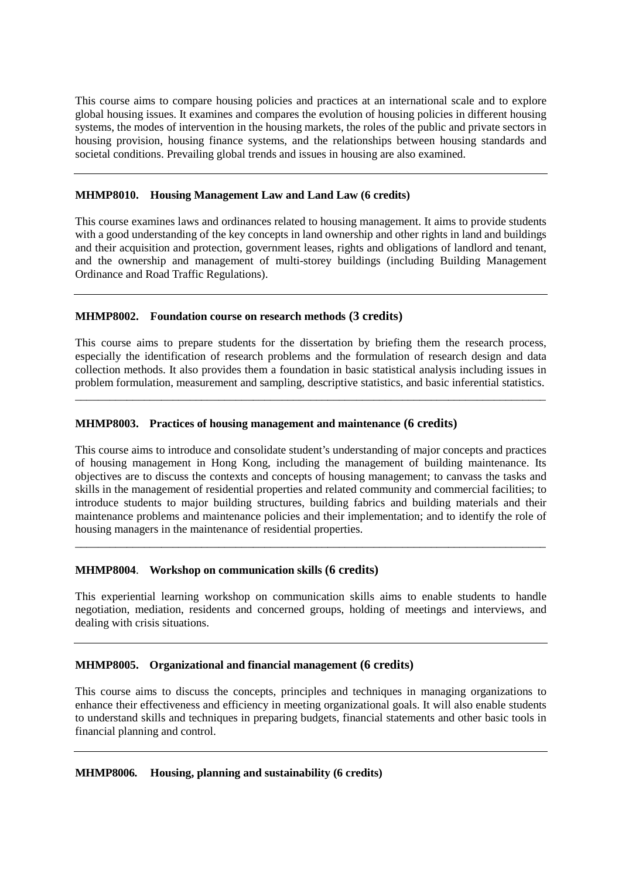This course aims to compare housing policies and practices at an international scale and to explore global housing issues. It examines and compares the evolution of housing policies in different housing systems, the modes of intervention in the housing markets, the roles of the public and private sectors in housing provision, housing finance systems, and the relationships between housing standards and societal conditions. Prevailing global trends and issues in housing are also examined.

---

**MHMP8010. Housing Management Law and Land Law (6 credits)**

This course examines laws and ordinances related to housing management. It aims to provide students with a good understanding of the key concepts in land ownership and other rights in land and buildings and their acquisition and protection, government leases, rights and obligations of landlord and tenant, and the ownership and management of multi-storey buildings (including Building Management Ordinance and Road Traffic Regulations).

---

**MHMP8002. Foundation course on research methods (3 credits)**

This course aims to prepare students for the dissertation by briefing them the research process, especially the identification of research problems and the formulation of research design and data collection methods. It also provides them a foundation in basic statistical analysis including issues in problem formulation, measurement and sampling, descriptive statistics, and basic inferential statistics.

---

**MHMP8003. Practices of housing management and maintenance (6 credits)**

This course aims to introduce and consolidate student's understanding of major concepts and practices of housing management in Hong Kong, including the management of building maintenance. Its objectives are to discuss the contexts and concepts of housing management; to canvass the tasks and skills in the management of residential properties and related community and commercial facilities; to introduce students to major building structures, building fabrics and building materials and their maintenance problems and maintenance policies and their implementation; and to identify the role of housing managers in the maintenance of residential properties.

---

**MHMP8004. Workshop on communication skills (6 credits)**

This experiential learning workshop on communication skills aims to enable students to handle negotiation, mediation, residents and concerned groups, holding of meetings and interviews, and dealing with crisis situations.

---

**MHMP8005. Organizational and financial management (6 credits)**

This course aims to discuss the concepts, principles and techniques in managing organizations to enhance their effectiveness and efficiency in meeting organizational goals. It will also enable students to understand skills and techniques in preparing budgets, financial statements and other basic tools in financial planning and control.

---

**MHMP8006. Housing, planning and sustainability (6 credits)**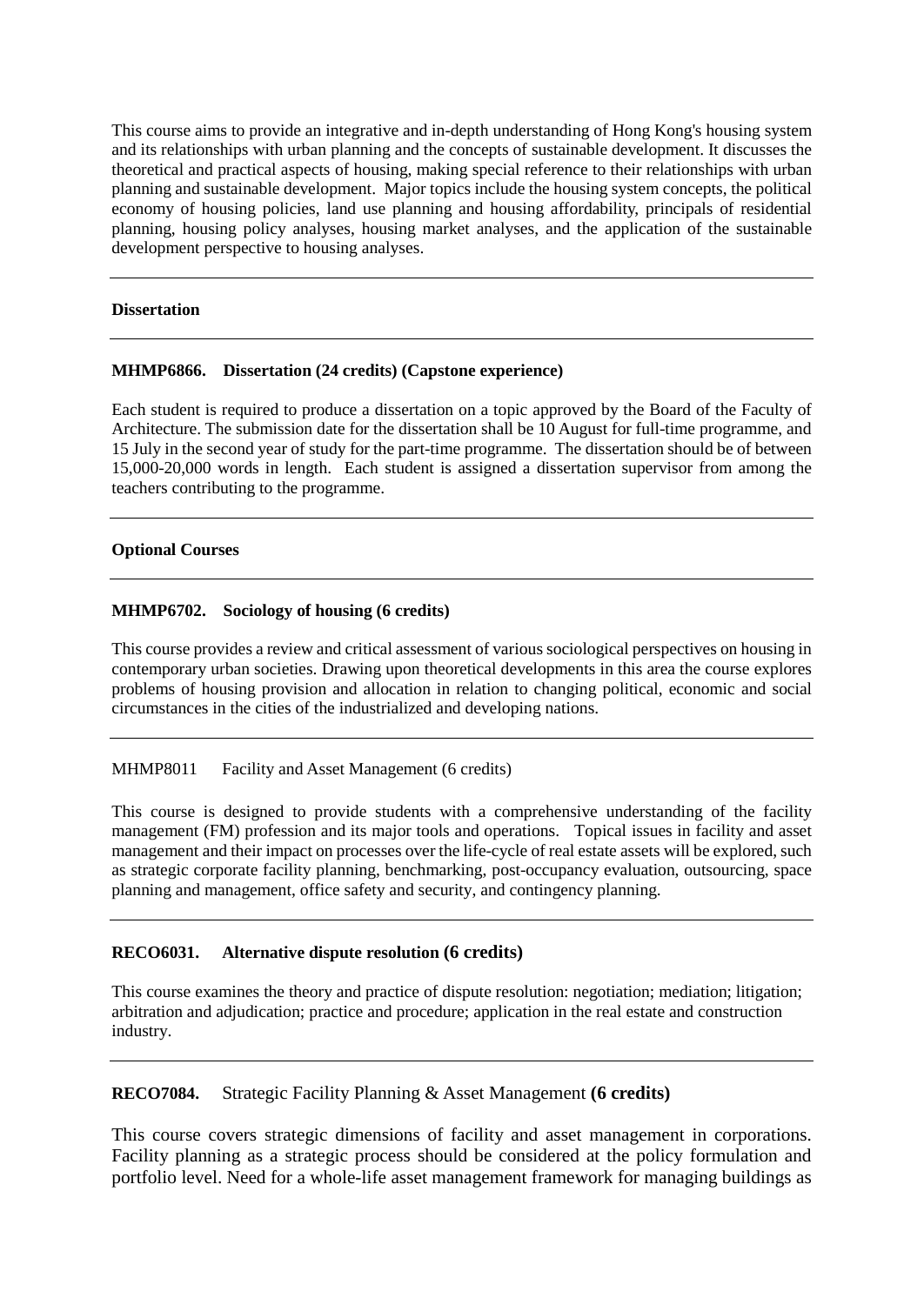This course aims to provide an integrative and in-depth understanding of Hong Kong's housing system and its relationships with urban planning and the concepts of sustainable development. It discusses the theoretical and practical aspects of housing, making special reference to their relationships with urban planning and sustainable development. Major topics include the housing system concepts, the political economy of housing policies, land use planning and housing affordability, principals of residential planning, housing policy analyses, housing market analyses, and the application of the sustainable development perspective to housing analyses.

---

**Dissertation**

---

**MHMP6866. Dissertation (24 credits) (Capstone experience)**

Each student is required to produce a dissertation on a topic approved by the Board of the Faculty of Architecture. The submission date for the dissertation shall be 10 August for full-time programme, and 15 July in the second year of study for the part-time programme. The dissertation should be of between 15,000-20,000 words in length. Each student is assigned a dissertation supervisor from among the teachers contributing to the programme.

---

**Optional Courses**

---

**MHMP6702. Sociology of housing (6 credits)**

This course provides a review and critical assessment of various sociological perspectives on housing in contemporary urban societies. Drawing upon theoretical developments in this area the course explores problems of housing provision and allocation in relation to changing political, economic and social circumstances in the cities of the industrialized and developing nations.

---

MHMP8011 Facility and Asset Management (6 credits)

This course is designed to provide students with a comprehensive understanding of the facility management (FM) profession and its major tools and operations. Topical issues in facility and asset management and their impact on processes over the life-cycle of real estate assets will be explored, such as strategic corporate facility planning, benchmarking, post-occupancy evaluation, outsourcing, space planning and management, office safety and security, and contingency planning.

---

**RECO6031. Alternative dispute resolution (6 credits)**

This course examines the theory and practice of dispute resolution: negotiation; mediation; litigation; arbitration and adjudication; practice and procedure; application in the real estate and construction industry.

---

**RECO7084.** Strategic Facility Planning & Asset Management **(6 credits)**

This course covers strategic dimensions of facility and asset management in corporations. Facility planning as a strategic process should be considered at the policy formulation and portfolio level. Need for a whole-life asset management framework for managing buildings as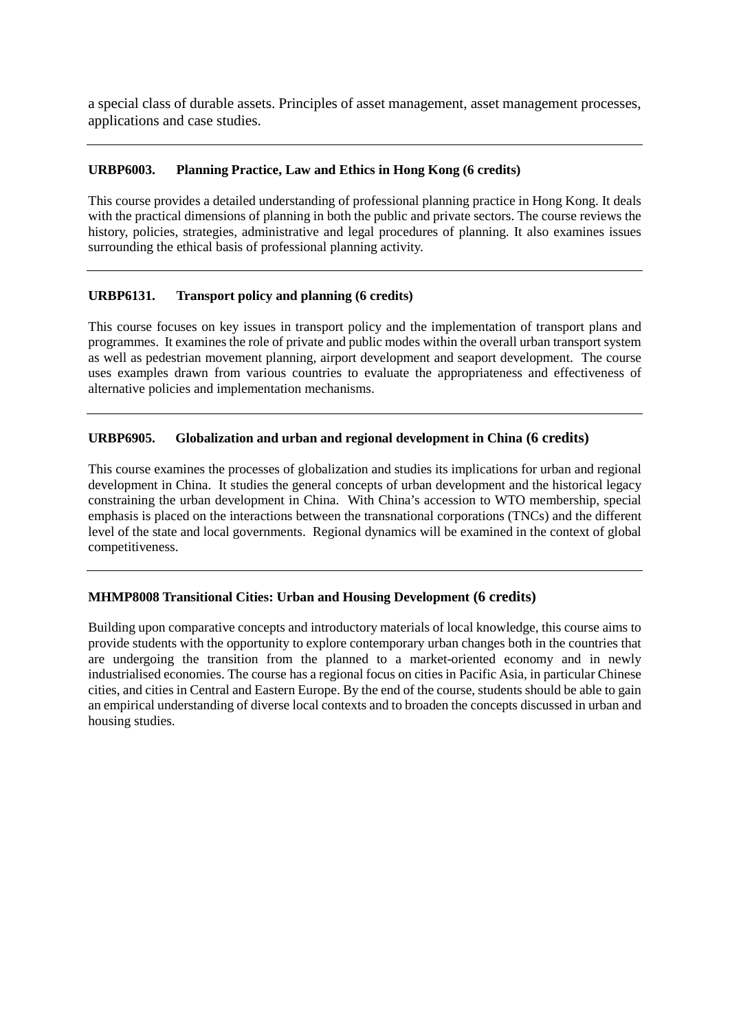a special class of durable assets. Principles of asset management, asset management processes, applications and case studies.

---

**URBP6003. Planning Practice, Law and Ethics in Hong Kong (6 credits)**

This course provides a detailed understanding of professional planning practice in Hong Kong. It deals with the practical dimensions of planning in both the public and private sectors. The course reviews the history, policies, strategies, administrative and legal procedures of planning. It also examines issues surrounding the ethical basis of professional planning activity.

---

**URBP6131. Transport policy and planning (6 credits)**

This course focuses on key issues in transport policy and the implementation of transport plans and programmes. It examines the role of private and public modes within the overall urban transport system as well as pedestrian movement planning, airport development and seaport development. The course uses examples drawn from various countries to evaluate the appropriateness and effectiveness of alternative policies and implementation mechanisms.

---

**URBP6905. Globalization and urban and regional development in China (6 credits)**

This course examines the processes of globalization and studies its implications for urban and regional development in China. It studies the general concepts of urban development and the historical legacy constraining the urban development in China. With China's accession to WTO membership, special emphasis is placed on the interactions between the transnational corporations (TNCs) and the different level of the state and local governments. Regional dynamics will be examined in the context of global competitiveness.

---

**MHMP8008 Transitional Cities: Urban and Housing Development (6 credits)**

Building upon comparative concepts and introductory materials of local knowledge, this course aims to provide students with the opportunity to explore contemporary urban changes both in the countries that are undergoing the transition from the planned to a market-oriented economy and in newly industrialised economies. The course has a regional focus on cities in Pacific Asia, in particular Chinese cities, and cities in Central and Eastern Europe. By the end of the course, students should be able to gain an empirical understanding of diverse local contexts and to broaden the concepts discussed in urban and housing studies.